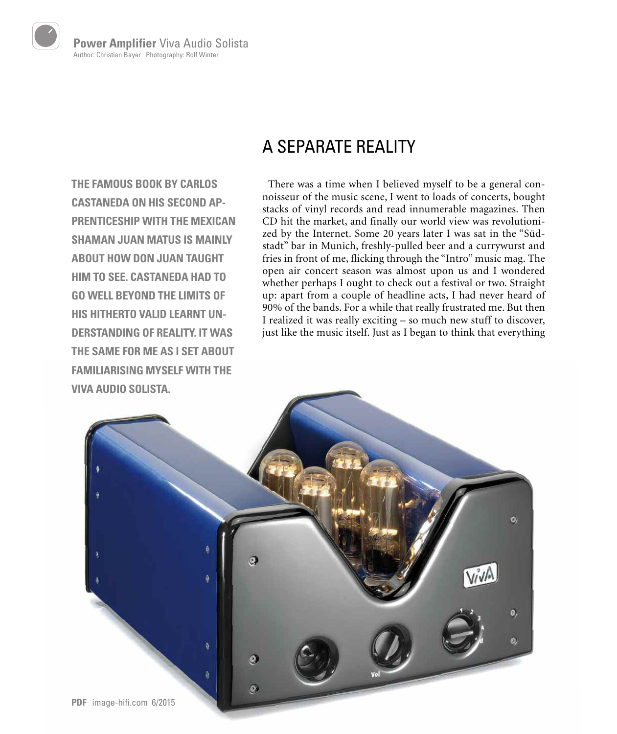# A SEPARATE REALITY

**THE FAMOUS BOOK BY CARLOS CASTANEDA ON HIS SECOND APPRENTICESHIP WITH THE MEXICAN SHAMAN JUAN MATUS IS MAINLY ABOUT HOW DON JUAN TAUGHT HIM TO SEE. CASTANEDA HAD TO GO WELL BEYOND THE LIMITS OF HIS HITHERTO VALID LEARNT UNDERSTANDING OF REALITY. IT WAS THE SAME FOR ME AS I SET ABOUT FAMILIARISING MYSELF WITH THE VIVA AUDIO SOLISTA.**

There was a time when I believed myself to be a general connoisseur of the music scene, I went to loads of concerts, bought stacks of vinyl records and read innumerable magazines. Then CD hit the market, and finally our world view was revolutionized by the Internet. Some 20 years later I was sat in the "Südstadt" bar in Munich, freshly-pulled beer and a currywurst and fries in front of me, flicking through the "Intro" music mag. The open air concert season was almost upon us and I wondered whether perhaps I ought to check out a festival or two. Straight up: apart from a couple of headline acts, I had never heard of 90% of the bands. For a while that really frustrated me. But then I realized it was really exciting – so much new stuff to discover, just like the music itself. Just as I began to think that everything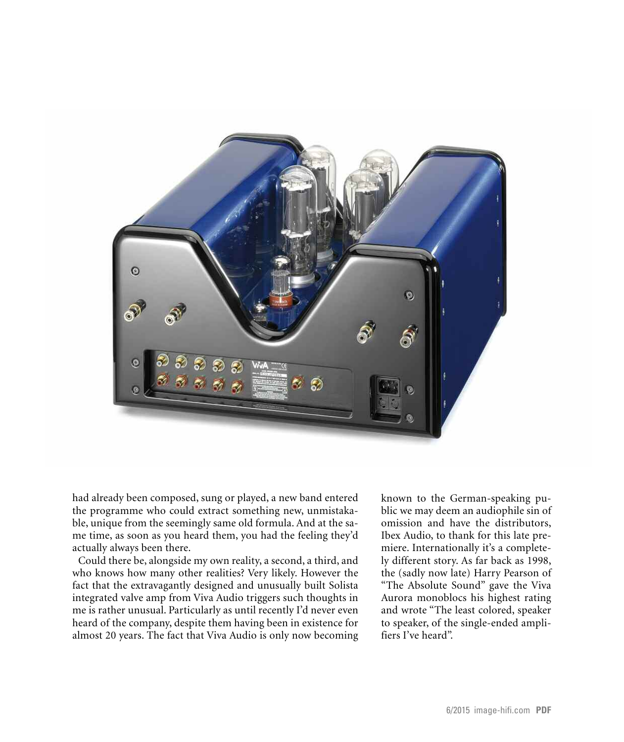had already been composed, sung or played, a new band entered the programme who could extract something new, unmistakable, unique from the seemingly same old formula. And at the same time, as soon as you heard them, you had the feeling they'd actually always been there.

Could there be, alongside my own reality, a second, a third, and who knows how many other realities? Very likely. However the fact that the extravagantly designed and unusually built Solista integrated valve amp from Viva Audio triggers such thoughts in me is rather unusual. Particularly as until recently I'd never even heard of the company, despite them having been in existence for almost 20 years. The fact that Viva Audio is only now becoming known to the German-speaking public we may deem an audiophile sin of omission and have the distributors, Ibex Audio, to thank for this late premiere. Internationally it's a completely different story. As far back as 1998, the (sadly now late) Harry Pearson of "The Absolute Sound" gave the Viva Aurora monoblocs his highest rating and wrote "The least colored, speaker to speaker, of the single-ended amplifiers I've heard".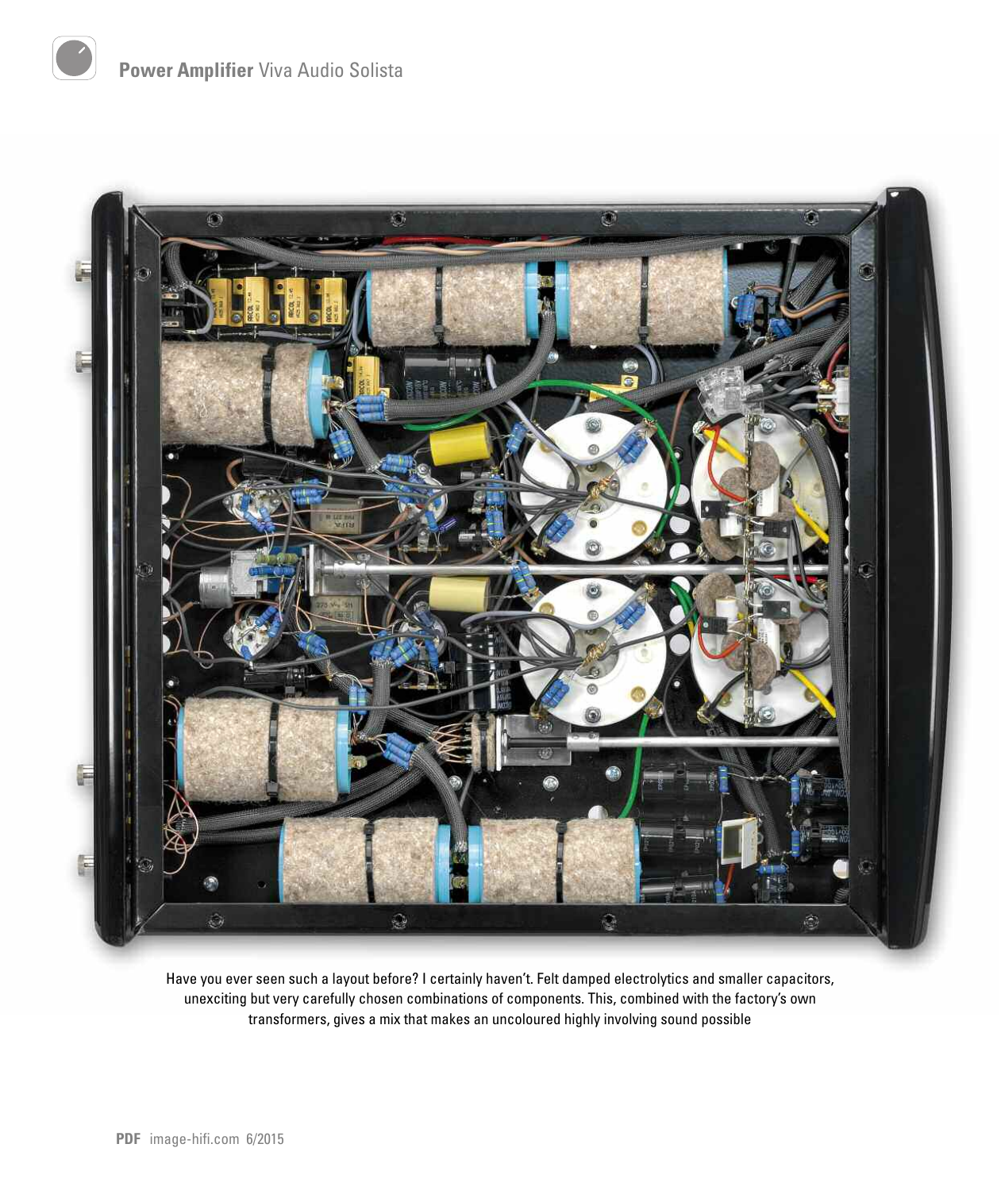Have you ever seen such a layout before? I certainly haven't. Felt damped electrolytics and smaller capacitors, unexciting but very carefully chosen combinations of components. This, combined with the factory's own transformers, gives a mix that makes an uncoloured highly involving sound possible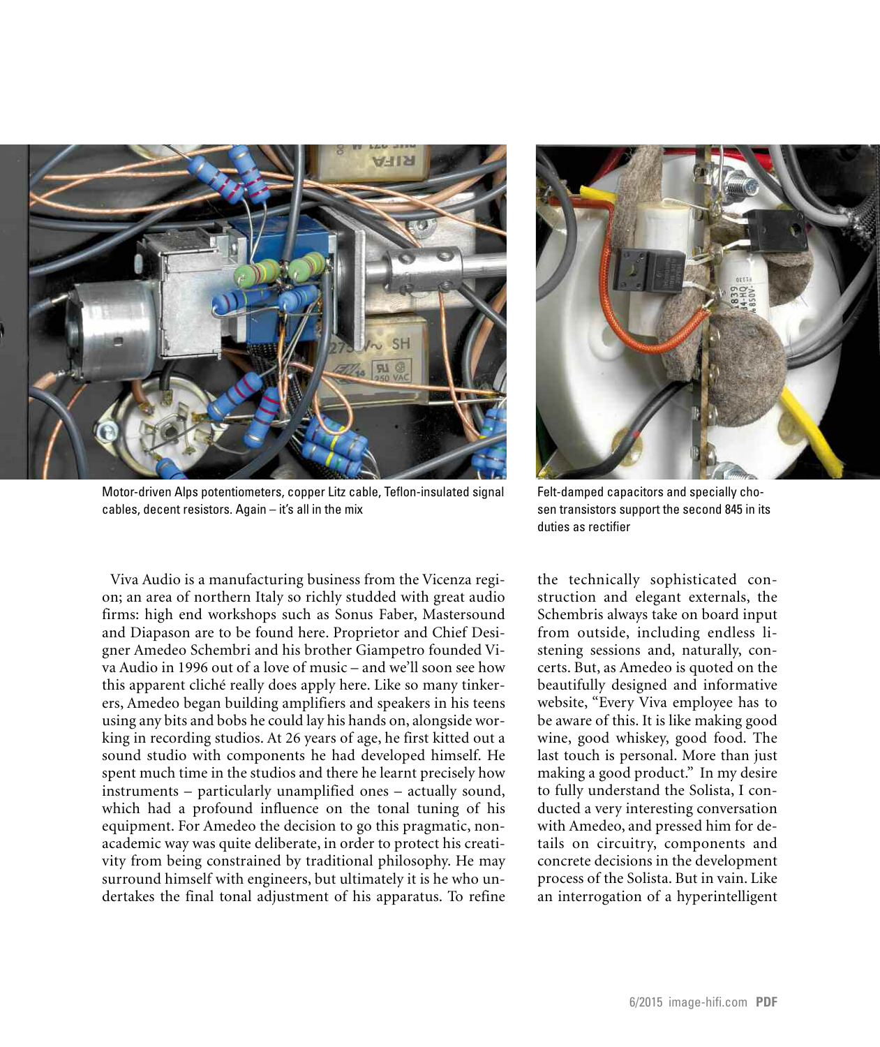Motor-driven Alps potentiometers, copper Litz cable, Teflon-insulated signal cables, decent resistors. Again – it's all in the mix

Felt-damped capacitors and specially chosen transistors support the second 845 in its duties as rectifier

Viva Audio is a manufacturing business from the Vicenza region; an area of northern Italy so richly studded with great audio firms: high end workshops such as Sonus Faber, Mastersound and Diapason are to be found here. Proprietor and Chief Designer Amedeo Schembri and his brother Giampetro founded Viva Audio in 1996 out of a love of music – and we'll soon see how this apparent cliché really does apply here. Like so many tinkerers, Amedeo began building amplifiers and speakers in his teens using any bits and bobs he could lay his hands on, alongside working in recording studios. At 26 years of age, he first kitted out a sound studio with components he had developed himself. He spent much time in the studios and there he learnt precisely how instruments – particularly unamplified ones – actually sound, which had a profound influence on the tonal tuning of his equipment. For Amedeo the decision to go this pragmatic, non-academic way was quite deliberate, in order to protect his creativity from being constrained by traditional philosophy. He may surround himself with engineers, but ultimately it is he who undertakes the final tonal adjustment of his apparatus. To refine the technically sophisticated construction and elegant externals, the Schembris always take on board input from outside, including endless listening sessions and, naturally, concerts. But, as Amedeo is quoted on the beautifully designed and informative website, "Every Viva employee has to be aware of this. It is like making good wine, good whiskey, good food. The last touch is personal. More than just making a good product." In my desire to fully understand the Solista, I conducted a very interesting conversation with Amedeo, and pressed him for details on circuitry, components and concrete decisions in the development process of the Solista. But in vain. Like an interrogation of a hyperintelligent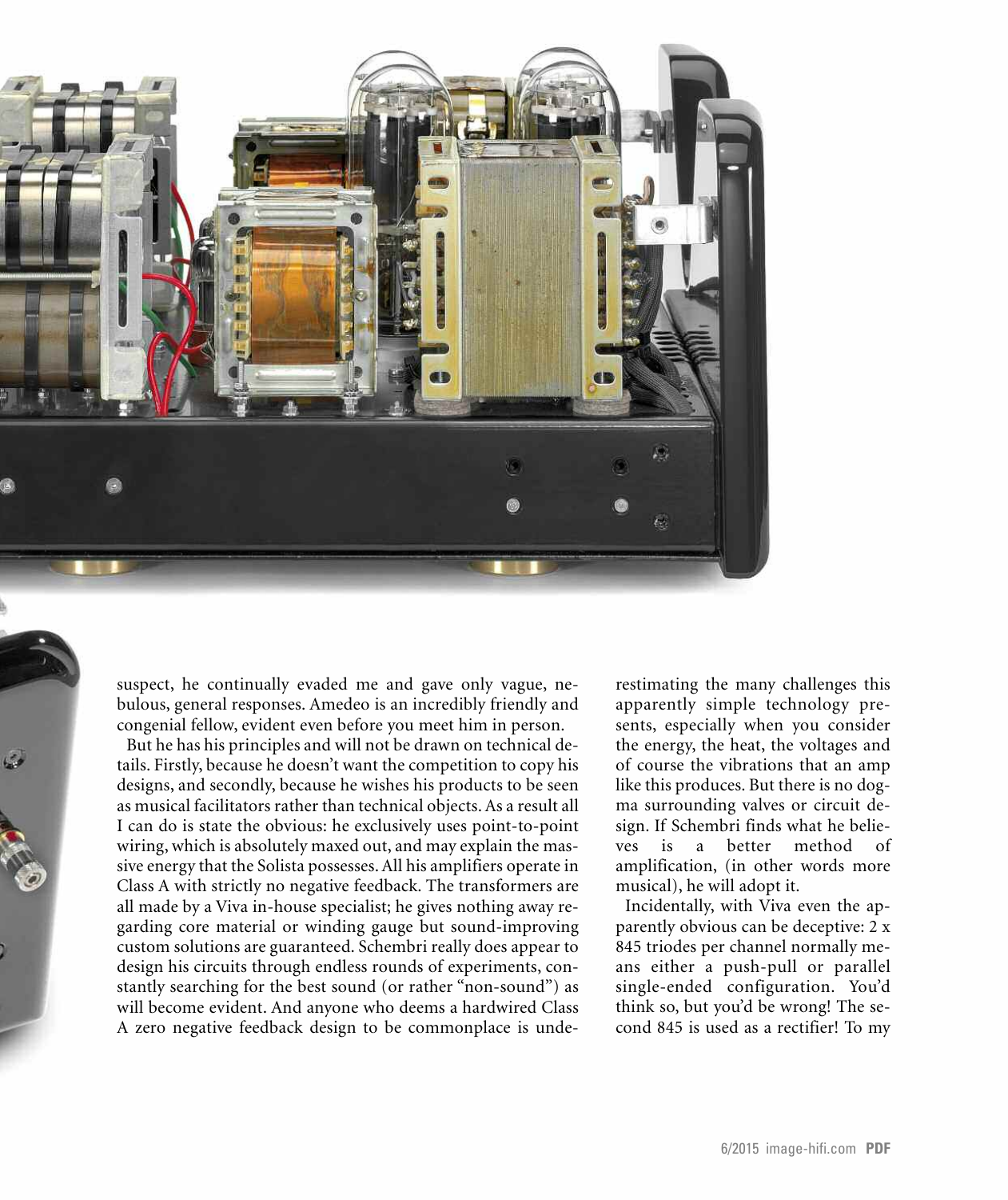suspect, he continually evaded me and gave only vague, nebulous, general responses. Amedeo is an incredibly friendly and congenial fellow, evident even before you meet him in person.

But he has his principles and will not be drawn on technical details. Firstly, because he doesn't want the competition to copy his designs, and secondly, because he wishes his products to be seen as musical facilitators rather than technical objects. As a result all I can do is state the obvious: he exclusively uses point-to-point wiring, which is absolutely maxed out, and may explain the massive energy that the Solista possesses. All his amplifiers operate in Class A with strictly no negative feedback. The transformers are all made by a Viva in-house specialist; he gives nothing away regarding core material or winding gauge but sound-improving custom solutions are guaranteed. Schembri really does appear to design his circuits through endless rounds of experiments, constantly searching for the best sound (or rather "non-sound") as will become evident. And anyone who deems a hardwired Class A zero negative feedback design to be commonplace is underestimating the many challenges this apparently simple technology presents, especially when you consider the energy, the heat, the voltages and of course the vibrations that an amp like this produces. But there is no dogma surrounding valves or circuit design. If Schembri finds what he believes is a better method of amplification, (in other words more musical), he will adopt it.

Incidentally, with Viva even the apparently obvious can be deceptive: 2 x 845 triodes per channel normally means either a push-pull or parallel single-ended configuration. You'd think so, but you'd be wrong! The second 845 is used as a rectifier! To my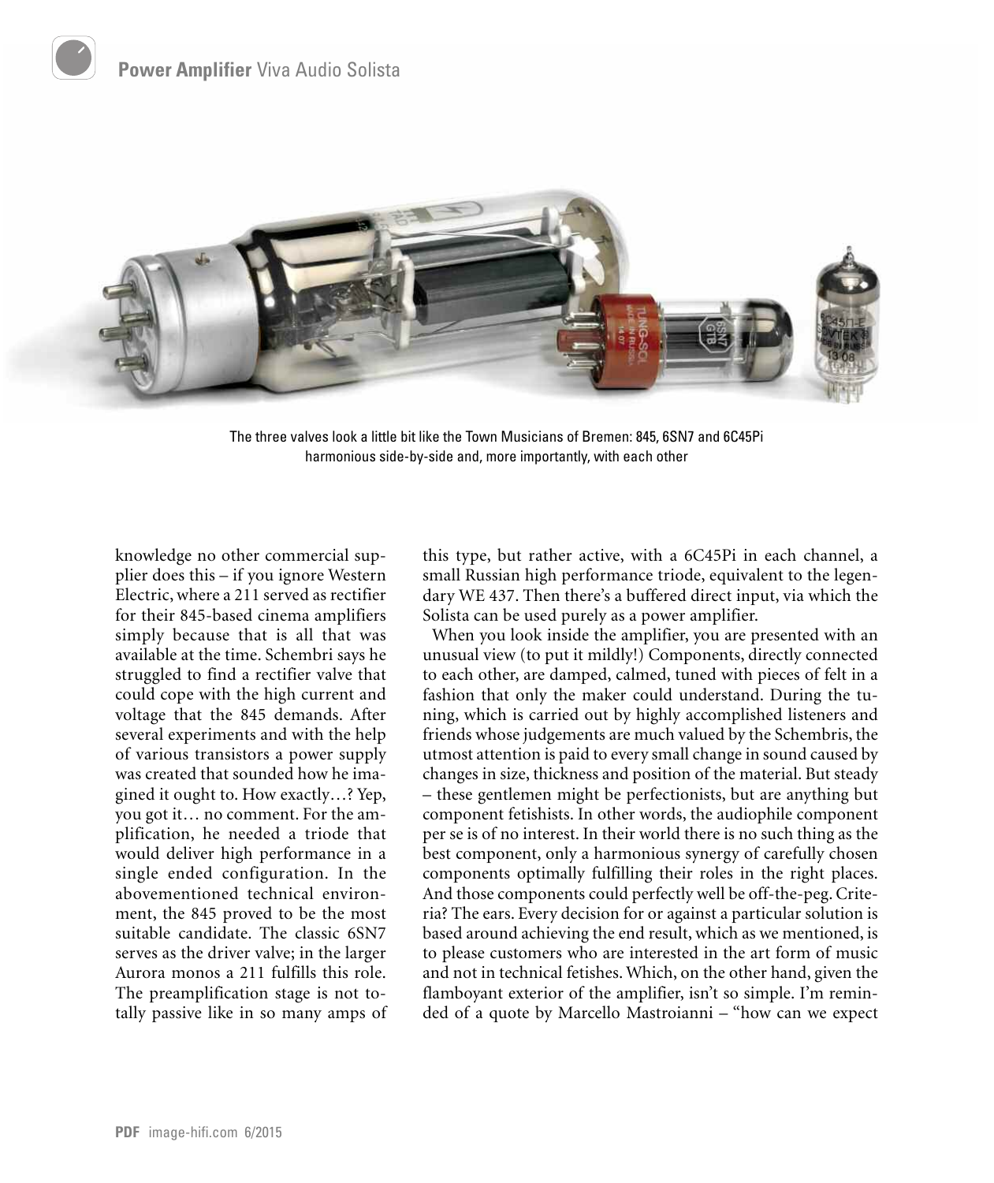The three valves look a little bit like the Town Musicians of Bremen: 845, 6SN7 and 6C45Pi harmonious side-by-side and, more importantly, with each other

knowledge no other commercial supplier does this – if you ignore Western Electric, where a 211 served as rectifier for their 845-based cinema amplifiers simply because that is all that was available at the time. Schembri says he struggled to find a rectifier valve that could cope with the high current and voltage that the 845 demands. After several experiments and with the help of various transistors a power supply was created that sounded how he imagined it ought to. How exactly…? Yep, you got it… no comment. For the amplification, he needed a triode that would deliver high performance in a single ended configuration. In the abovementioned technical environment, the 845 proved to be the most suitable candidate. The classic 6SN7 serves as the driver valve; in the larger Aurora monos a 211 fulfills this role. The preamplification stage is not totally passive like in so many amps of this type, but rather active, with a 6C45Pi in each channel, a small Russian high performance triode, equivalent to the legendary WE 437. Then there's a buffered direct input, via which the Solista can be used purely as a power amplifier.

When you look inside the amplifier, you are presented with an unusual view (to put it mildly!) Components, directly connected to each other, are damped, calmed, tuned with pieces of felt in a fashion that only the maker could understand. During the tuning, which is carried out by highly accomplished listeners and friends whose judgements are much valued by the Schembris, the utmost attention is paid to every small change in sound caused by changes in size, thickness and position of the material. But steady – these gentlemen might be perfectionists, but are anything but component fetishists. In other words, the audiophile component per se is of no interest. In their world there is no such thing as the best component, only a harmonious synergy of carefully chosen components optimally fulfilling their roles in the right places. And those components could perfectly well be off-the-peg. Criteria? The ears. Every decision for or against a particular solution is based around achieving the end result, which as we mentioned, is to please customers who are interested in the art form of music and not in technical fetishes. Which, on the other hand, given the flamboyant exterior of the amplifier, isn't so simple. I'm reminded of a quote by Marcello Mastroianni – "how can we expect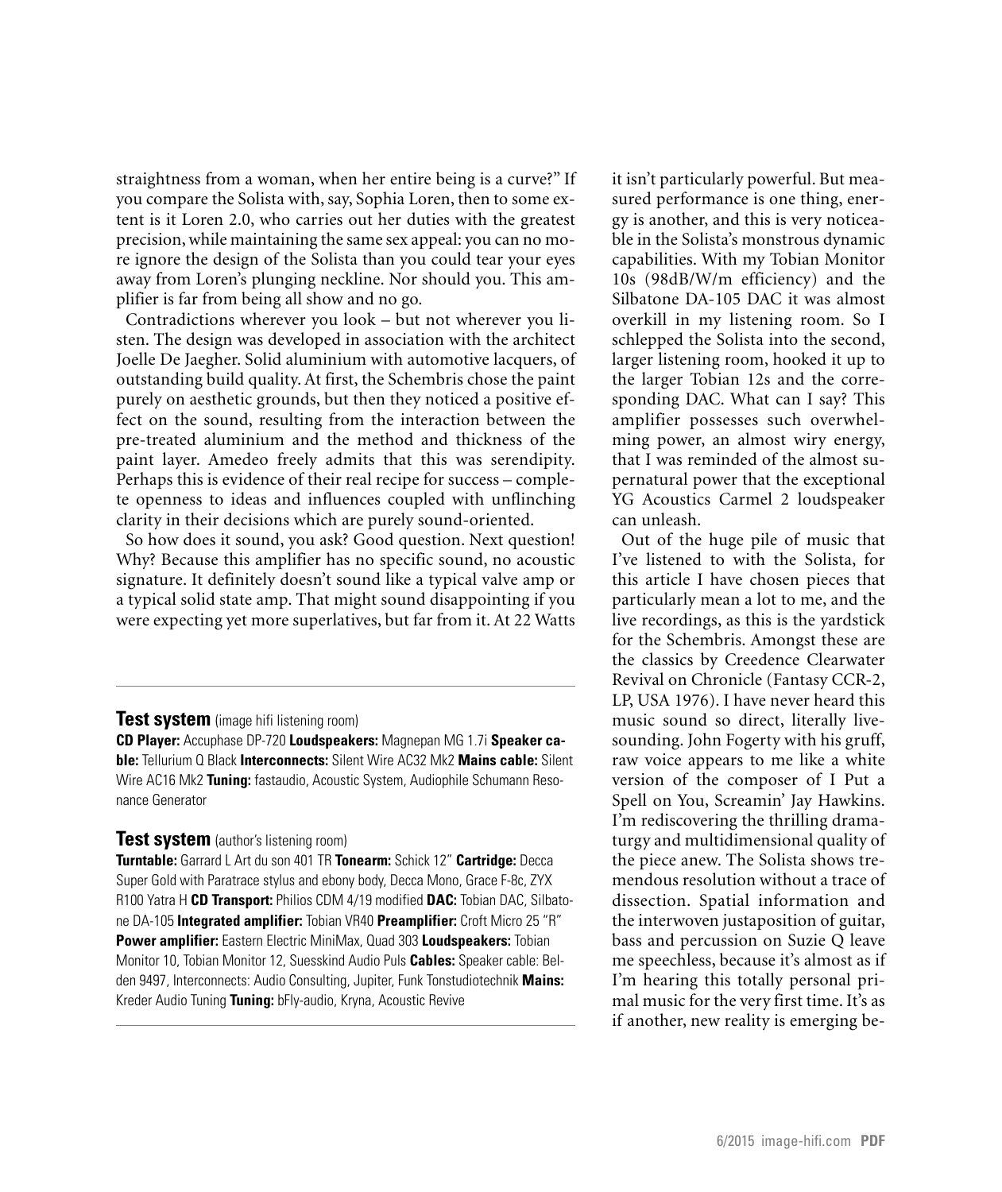straightness from a woman, when her entire being is a curve?" If you compare the Solista with, say, Sophia Loren, then to some extent is it Loren 2.0, who carries out her duties with the greatest precision, while maintaining the same sex appeal: you can no more ignore the design of the Solista than you could tear your eyes away from Loren's plunging neckline. Nor should you. This amplifier is far from being all show and no go.

Contradictions wherever you look – but not wherever you listen. The design was developed in association with the architect Joelle De Jaegher. Solid aluminium with automotive lacquers, of outstanding build quality. At first, the Schembris chose the paint purely on aesthetic grounds, but then they noticed a positive effect on the sound, resulting from the interaction between the pre-treated aluminium and the method and thickness of the paint layer. Amedeo freely admits that this was serendipity. Perhaps this is evidence of their real recipe for success – complete openness to ideas and influences coupled with unflinching clarity in their decisions which are purely sound-oriented.

So how does it sound, you ask? Good question. Next question! Why? Because this amplifier has no specific sound, no acoustic signature. It definitely doesn't sound like a typical valve amp or a typical solid state amp. That might sound disappointing if you were expecting yet more superlatives, but far from it. At 22 Watts it isn't particularly powerful. But measured performance is one thing, energy is another, and this is very noticeable in the Solista's monstrous dynamic capabilities. With my Tobian Monitor 10s (98dB/W/m efficiency) and the Silbatone DA-105 DAC it was almost overkill in my listening room. So I schlepped the Solista into the second, larger listening room, hooked it up to the larger Tobian 12s and the corresponding DAC. What can I say? This amplifier possesses such overwhelming power, an almost wiry energy, that I was reminded of the almost supernatural power that the exceptional YG Acoustics Carmel 2 loudspeaker can unleash.

Out of the huge pile of music that I've listened to with the Solista, for this article I have chosen pieces that particularly mean a lot to me, and the live recordings, as this is the yardstick for the Schembris. Amongst these are the classics by Creedence Clearwater Revival on Chronicle (Fantasy CCR-2, LP, USA 1976). I have never heard this music sound so direct, literally live-sounding. John Fogerty with his gruff, raw voice appears to me like a white version of the composer of I Put a Spell on You, Screamin' Jay Hawkins. I'm rediscovering the thrilling dramaturgy and multidimensional quality of the piece anew. The Solista shows tremendous resolution without a trace of dissection. Spatial information and the interwoven justaposition of guitar, bass and percussion on Suzie Q leave me speechless, because it's almost as if I'm hearing this totally personal primal music for the very first time. It's as if another, new reality is emerging be-

---

**Test system** (image hifi listening room)

**CD Player:** Accuphase DP-720 **Loudspeakers:** Magnepan MG 1.7i **Speaker cable:** Tellurium Q Black **Interconnects:** Silent Wire AC32 Mk2 **Mains cable:** Silent Wire AC16 Mk2 **Tuning:** fastaudio, Acoustic System, Audiophile Schumann Resonance Generator

**Test system** (author's listening room)

**Turntable:** Garrard L Art du son 401 TR **Tonearm:** Schick 12" **Cartridge:** Decca Super Gold with Paratrace stylus and ebony body, Decca Mono, Grace F-8c, ZYX R100 Yatra H **CD Transport:** Philios CDM 4/19 modified **DAC:** Tobian DAC, Silbatone DA-105 **Integrated amplifier:** Tobian VR40 **Preamplifier:** Croft Micro 25 "R" **Power amplifier:** Eastern Electric MiniMax, Quad 303 **Loudspeakers:** Tobian Monitor 10, Tobian Monitor 12, Suesskind Audio Puls **Cables:** Speaker cable: Belden 9497, Interconnects: Audio Consulting, Jupiter, Funk Tonstudiotechnik **Mains:** Kreder Audio Tuning **Tuning:** bFly-audio, Kryna, Acoustic Revive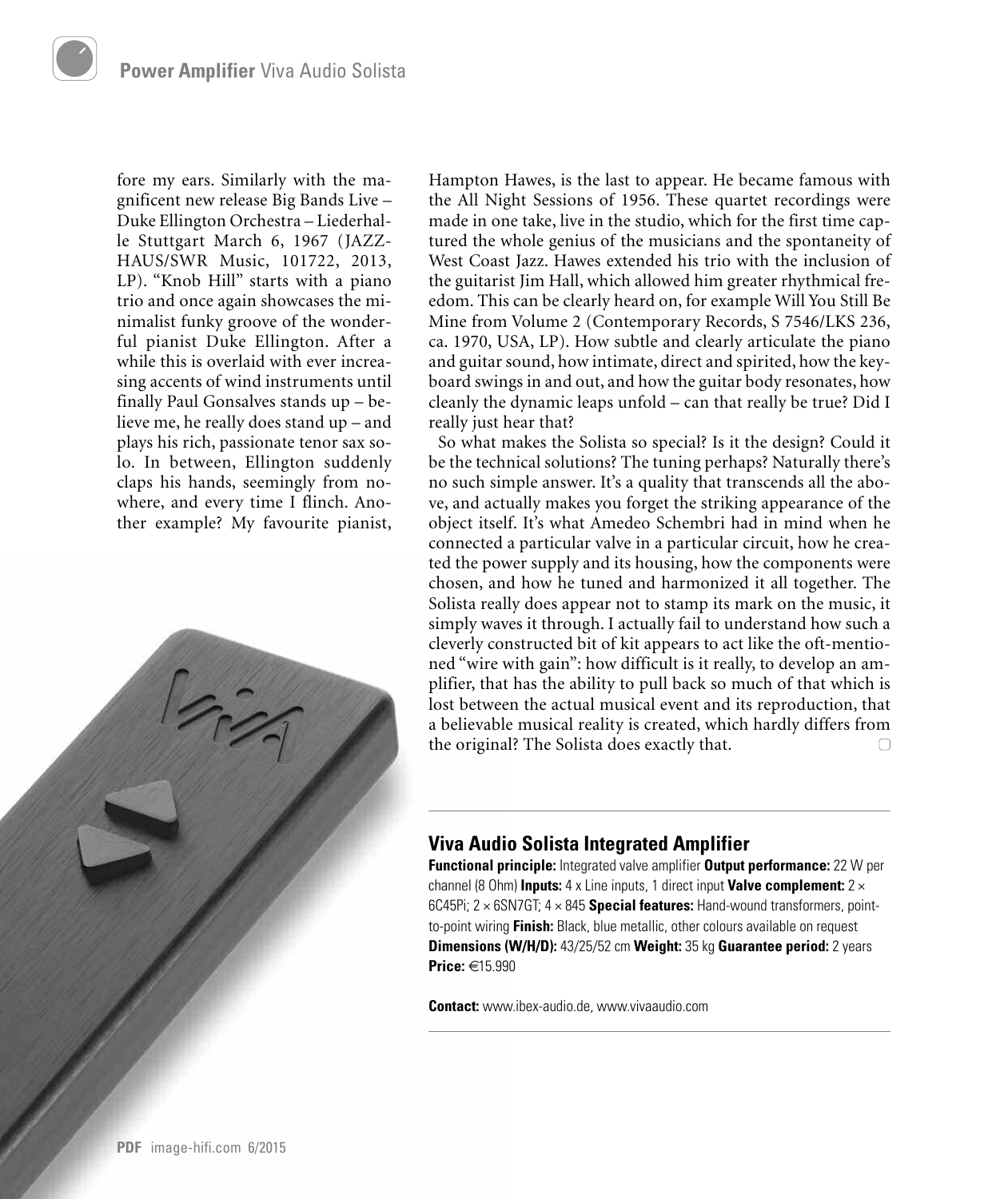fore my ears. Similarly with the magnificent new release Big Bands Live – Duke Ellington Orchestra – Liederhalle Stuttgart March 6, 1967 (JAZZHAUS/SWR Music, 101722, 2013, LP). "Knob Hill" starts with a piano trio and once again showcases the minimalist funky groove of the wonderful pianist Duke Ellington. After a while this is overlaid with ever increasing accents of wind instruments until finally Paul Gonsalves stands up – believe me, he really does stand up – and plays his rich, passionate tenor sax solo. In between, Ellington suddenly claps his hands, seemingly from nowhere, and every time I flinch. Another example? My favourite pianist, Hampton Hawes, is the last to appear. He became famous with the All Night Sessions of 1956. These quartet recordings were made in one take, live in the studio, which for the first time captured the whole genius of the musicians and the spontaneity of West Coast Jazz. Hawes extended his trio with the inclusion of the guitarist Jim Hall, which allowed him greater rhythmical freedom. This can be clearly heard on, for example Will You Still Be Mine from Volume 2 (Contemporary Records, S 7546/LKS 236, ca. 1970, USA, LP). How subtle and clearly articulate the piano and guitar sound, how intimate, direct and spirited, how the keyboard swings in and out, and how the guitar body resonates, how cleanly the dynamic leaps unfold – can that really be true? Did I really just hear that?

So what makes the Solista so special? Is it the design? Could it be the technical solutions? The tuning perhaps? Naturally there's no such simple answer. It's a quality that transcends all the above, and actually makes you forget the striking appearance of the object itself. It's what Amedeo Schembri had in mind when he connected a particular valve in a particular circuit, how he created the power supply and its housing, how the components were chosen, and how he tuned and harmonized it all together. The Solista really does appear not to stamp its mark on the music, it simply waves it through. I actually fail to understand how such a cleverly constructed bit of kit appears to act like the oft-mentioned "wire with gain": how difficult is it really, to develop an amplifier, that has the ability to pull back so much of that which is lost between the actual musical event and its reproduction, that a believable musical reality is created, which hardly differs from the original? The Solista does exactly that.

## Viva Audio Solista Integrated Amplifier

**Functional principle:** Integrated valve amplifier **Output performance:** 22 W per channel (8 Ohm) **Inputs:** 4 x Line inputs, 1 direct input **Valve complement:** 2 × 6C45Pi; 2 × 6SN7GT; 4 × 845 **Special features:** Hand-wound transformers, point-to-point wiring **Finish:** Black, blue metallic, other colours available on request **Dimensions (W/H/D):** 43/25/52 cm **Weight:** 35 kg **Guarantee period:** 2 years **Price:** €15.990

**Contact:** www.ibex-audio.de, www.vivaaudio.com